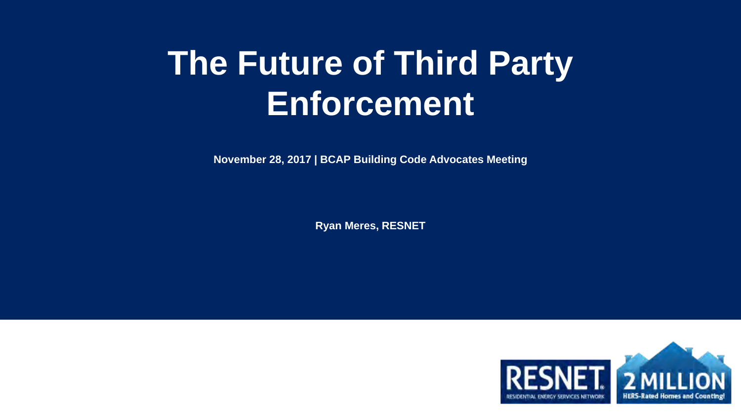# The Future of Third Party Enforcement

**November 28, 2017 | BCAP Building Code Advocates Meeting**

**Ryan Meres, RESNET**

RESNET
RESIDENTIAL ENERGY SERVICES NETWORK

2 MILLION
HERS-Rated Homes and Counting!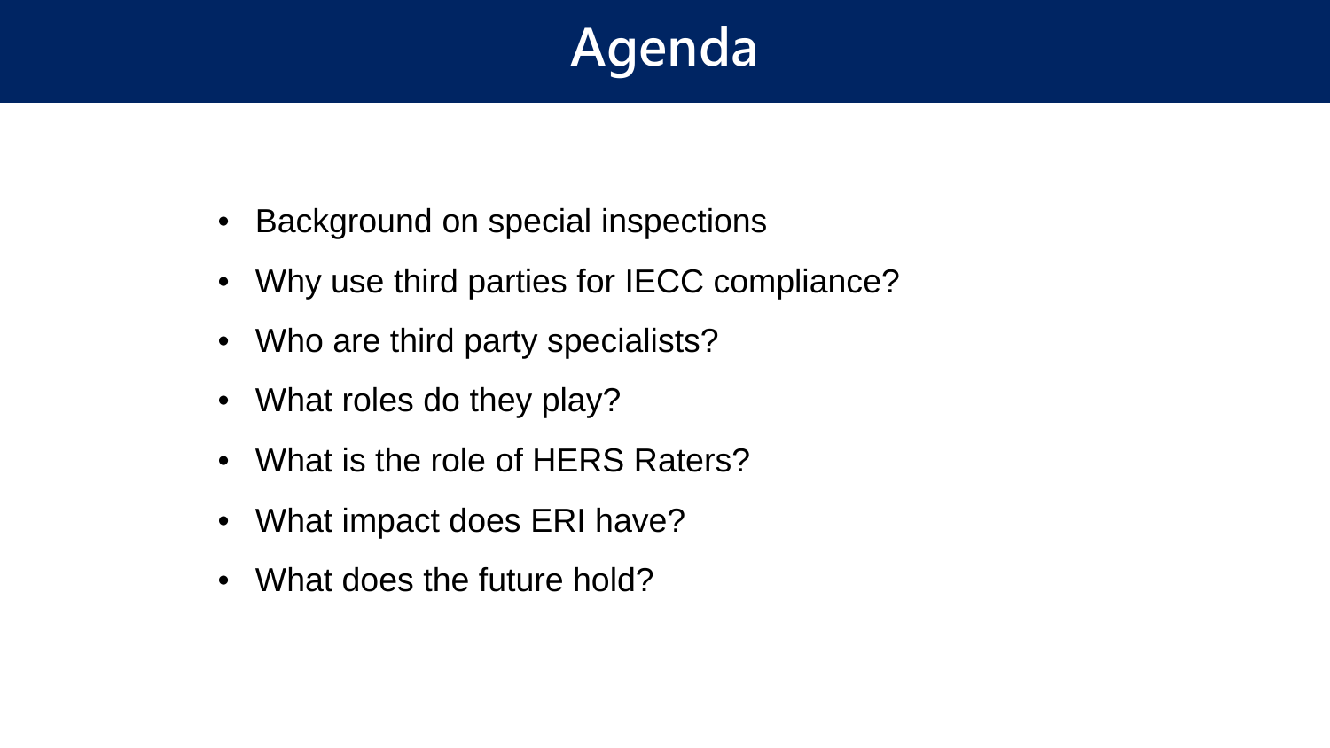# Agenda

- Background on special inspections
- Why use third parties for IECC compliance?
- Who are third party specialists?
- What roles do they play?
- What is the role of HERS Raters?
- What impact does ERI have?
- What does the future hold?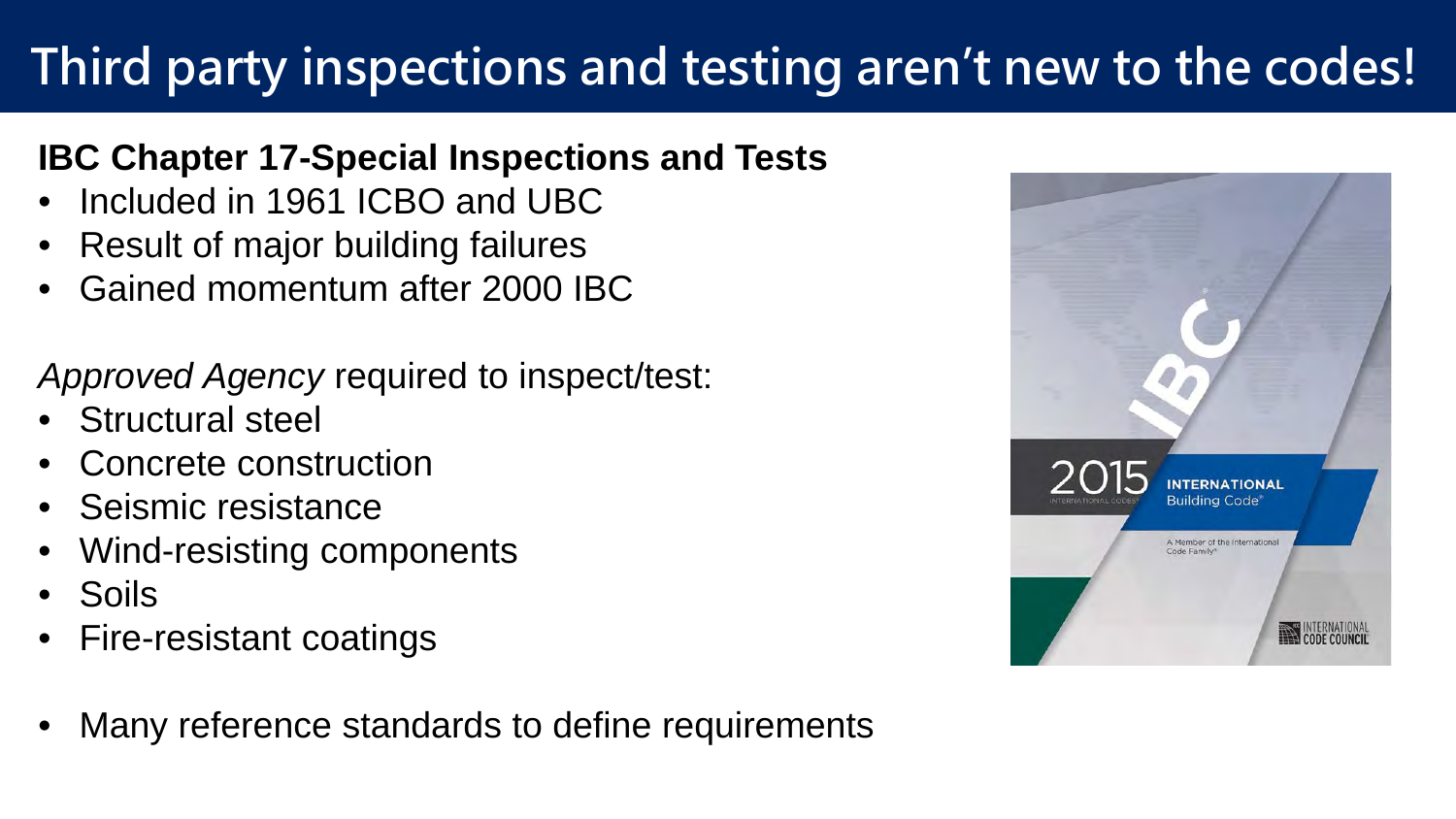# Third party inspections and testing aren't new to the codes!

**IBC Chapter 17-Special Inspections and Tests**

- Included in 1961 ICBO and UBC
- Result of major building failures
- Gained momentum after 2000 IBC

*Approved Agency* required to inspect/test:

- Structural steel
- Concrete construction
- Seismic resistance
- Wind-resisting components
- Soils
- Fire-resistant coatings

- Many reference standards to define requirements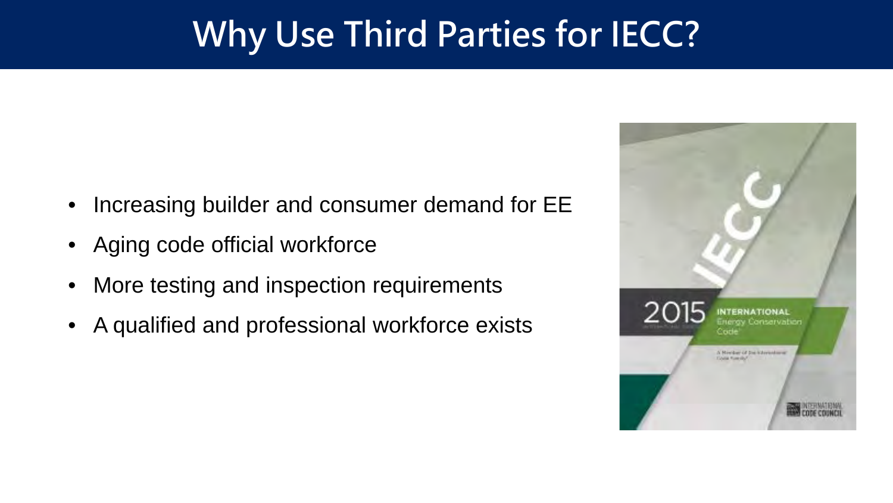# Why Use Third Parties for IECC?

- Increasing builder and consumer demand for EE
- Aging code official workforce
- More testing and inspection requirements
- A qualified and professional workforce exists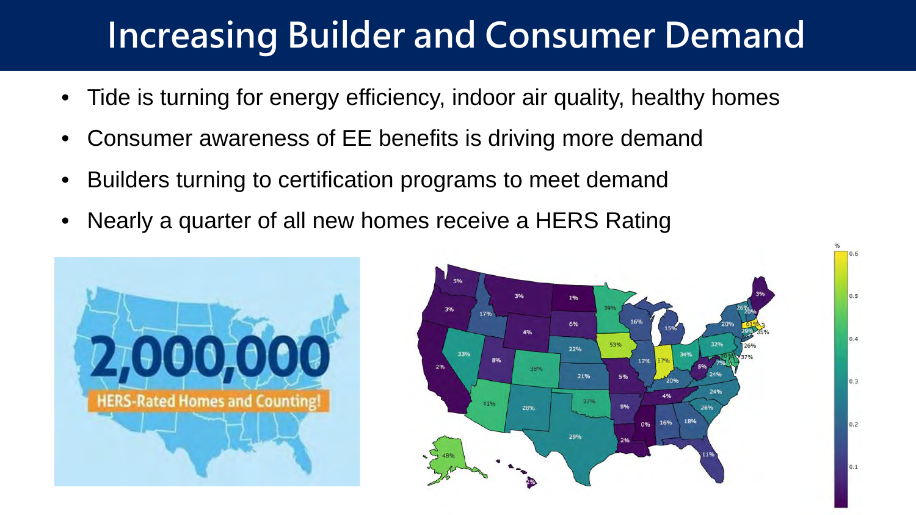# Increasing Builder and Consumer Demand

- Tide is turning for energy efficiency, indoor air quality, healthy homes
- Consumer awareness of EE benefits is driving more demand
- Builders turning to certification programs to meet demand
- Nearly a quarter of all new homes receive a HERS Rating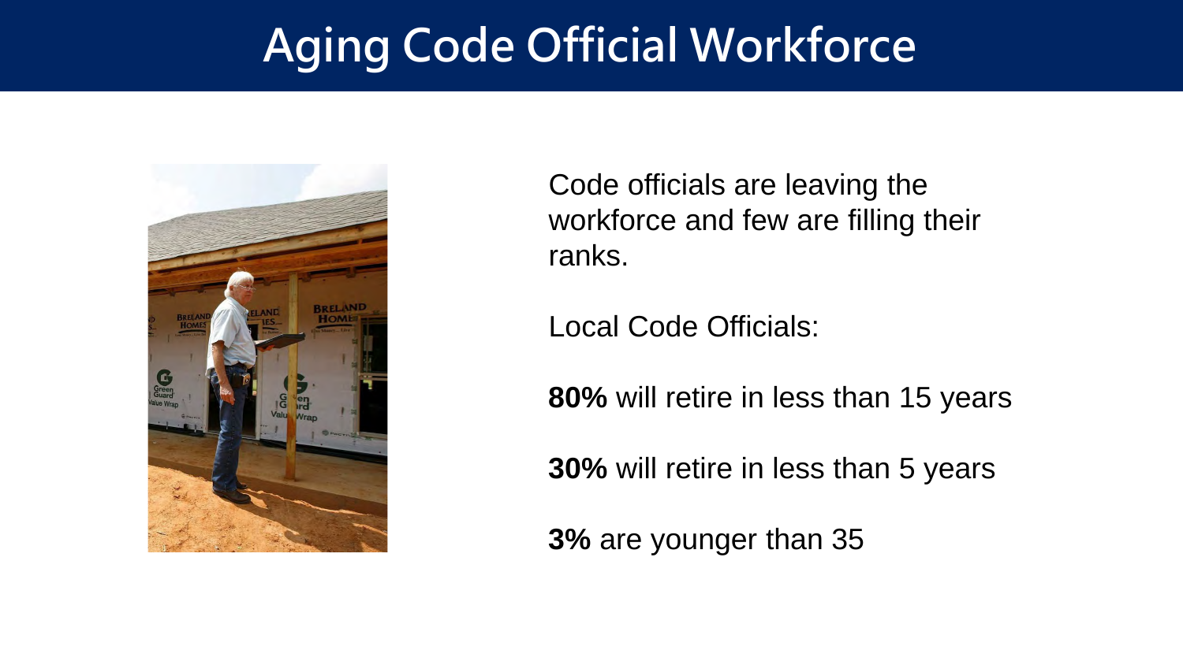# Aging Code Official Workforce

Code officials are leaving the workforce and few are filling their ranks.

Local Code Officials:

**80%** will retire in less than 15 years

**30%** will retire in less than 5 years

**3%** are younger than 35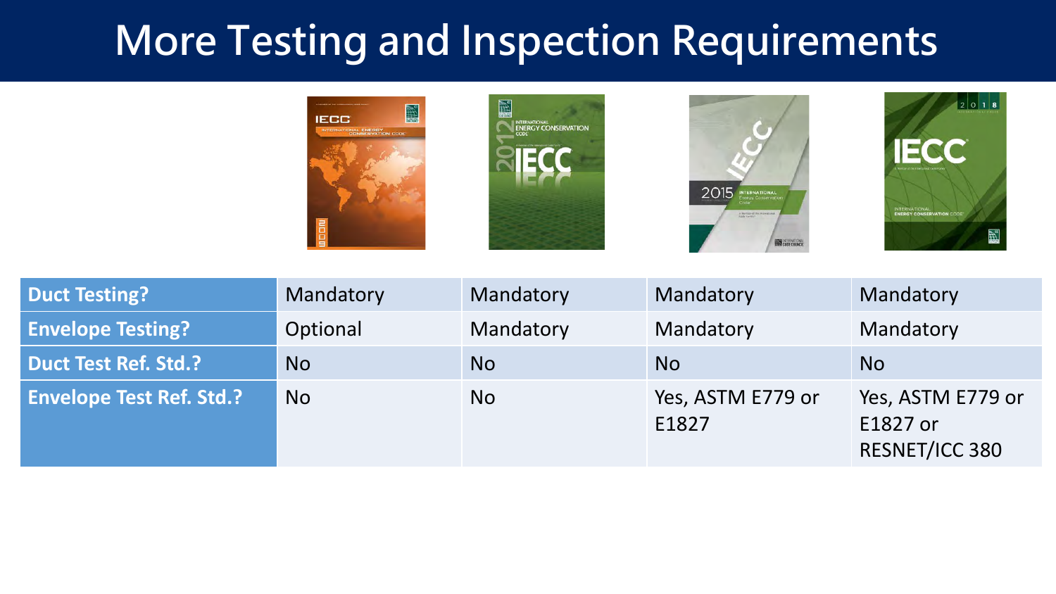# More Testing and Inspection Requirements

| | 2009 IECC | 2012 IECC | 2015 IECC | 2018 IECC |
|---|---|---|---|---|
| **Duct Testing?** | Mandatory | Mandatory | Mandatory | Mandatory |
| **Envelope Testing?** | Optional | Mandatory | Mandatory | Mandatory |
| **Duct Test Ref. Std.?** | No | No | No | No |
| **Envelope Test Ref. Std.?** | No | No | Yes, ASTM E779 or E1827 | Yes, ASTM E779 or E1827 or RESNET/ICC 380 |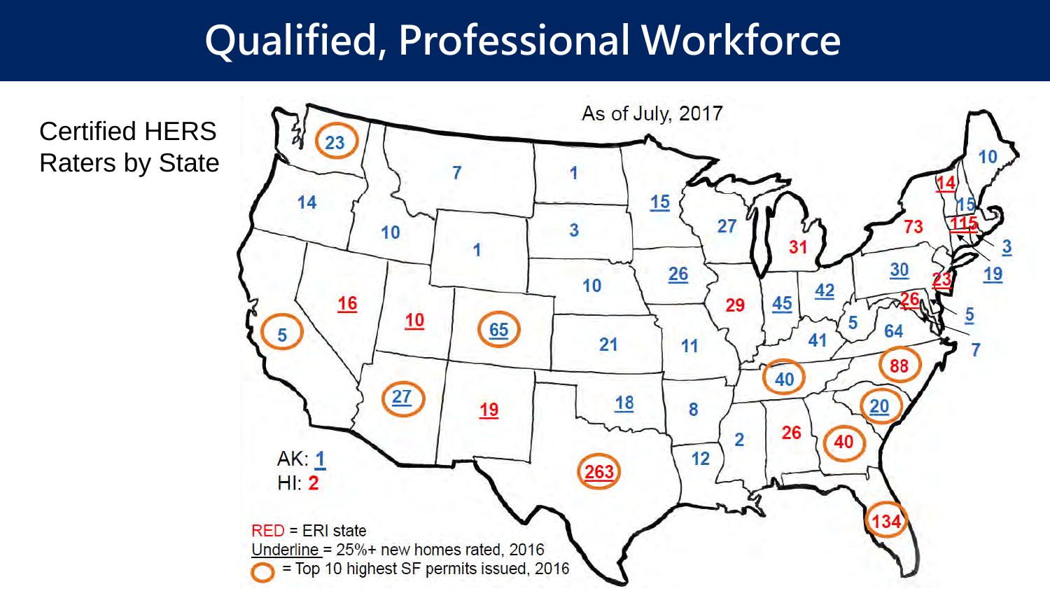# Qualified, Professional Workforce

Certified HERS Raters by State

As of July, 2017

| State | Certified HERS Raters | ERI state (RED) | 25%+ new homes rated, 2016 (Underline) | Top 10 highest SF permits issued, 2016 (Circle) |
|---|---|---|---|---|
| WA | 23 | | | Yes |
| OR | 14 | | | |
| CA | 5 | | | Yes |
| ID | 10 | | | |
| NV | 16 | Yes | Yes | |
| MT | 7 | | | |
| WY | 1 | | | |
| UT | 10 | Yes | Yes | |
| CO | 65 | | Yes | Yes |
| AZ | 27 | | Yes | Yes |
| NM | 19 | Yes | Yes | |
| ND | 1 | | | |
| SD | 3 | | | |
| NE | 10 | | | |
| KS | 21 | | | |
| OK | 18 | | Yes | |
| TX | 263 | Yes | Yes | Yes |
| MN | 15 | | Yes | |
| IA | 26 | | Yes | |
| MO | 11 | | | |
| AR | 8 | | | |
| LA | 12 | | | |
| WI | 27 | | | |
| IL | 29 | Yes | | |
| MI | 31 | Yes | | |
| IN | 45 | | Yes | |
| OH | 42 | | Yes | |
| KY | 41 | | | |
| TN | 40 | | | Yes |
| MS | 2 | | | |
| AL | 26 | Yes | | |
| GA | 40 | Yes | | Yes |
| FL | 134 | Yes | | Yes |
| SC | 20 | | Yes | Yes |
| NC | 88 | Yes | | Yes |
| VA | 64 | | | |
| WV | 5 | | | |
| MD | 26 | Yes | Yes | |
| DE | 5 | | Yes | |
| DC | 7 | | | |
| PA | 30 | | Yes | |
| NJ | 23 | Yes | Yes | |
| NY | 73 | Yes | | |
| VT | 14 | Yes | Yes | |
| NH | 15 | | Yes | |
| ME | 10 | | | |
| MA | 115 | Yes | Yes | |
| RI | 3 | | Yes | |
| CT | 19 | | Yes | |
| AK | 1 | | Yes | |
| HI | 2 | Yes | | |

RED = ERI state

Underline = 25%+ new homes rated, 2016

(circle) = Top 10 highest SF permits issued, 2016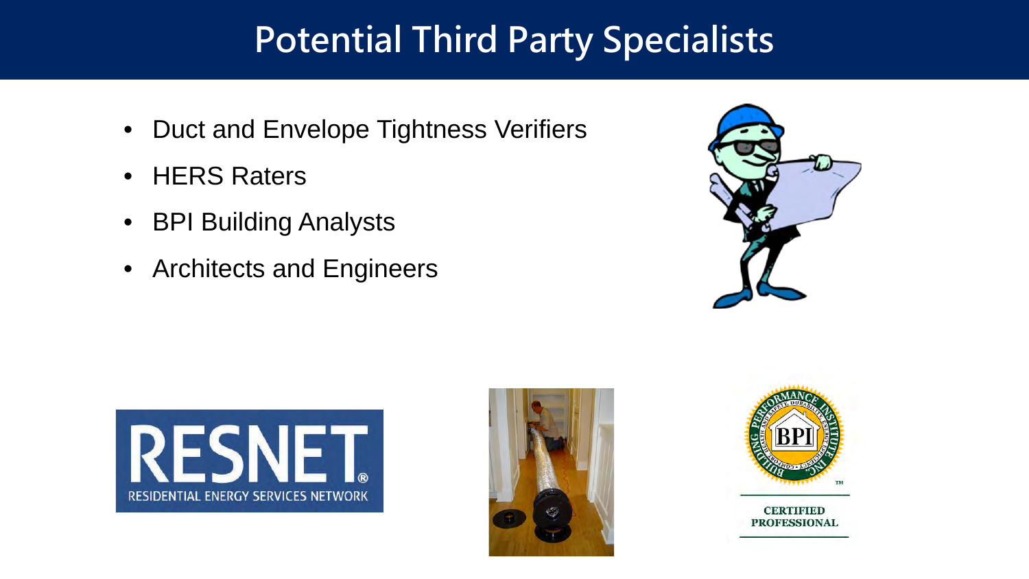# Potential Third Party Specialists

- Duct and Envelope Tightness Verifiers
- HERS Raters
- BPI Building Analysts
- Architects and Engineers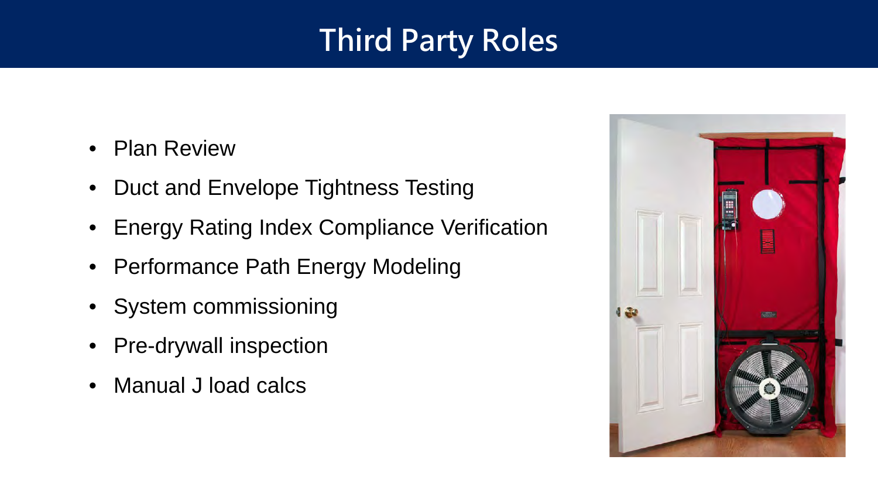# Third Party Roles

- Plan Review
- Duct and Envelope Tightness Testing
- Energy Rating Index Compliance Verification
- Performance Path Energy Modeling
- System commissioning
- Pre-drywall inspection
- Manual J load calcs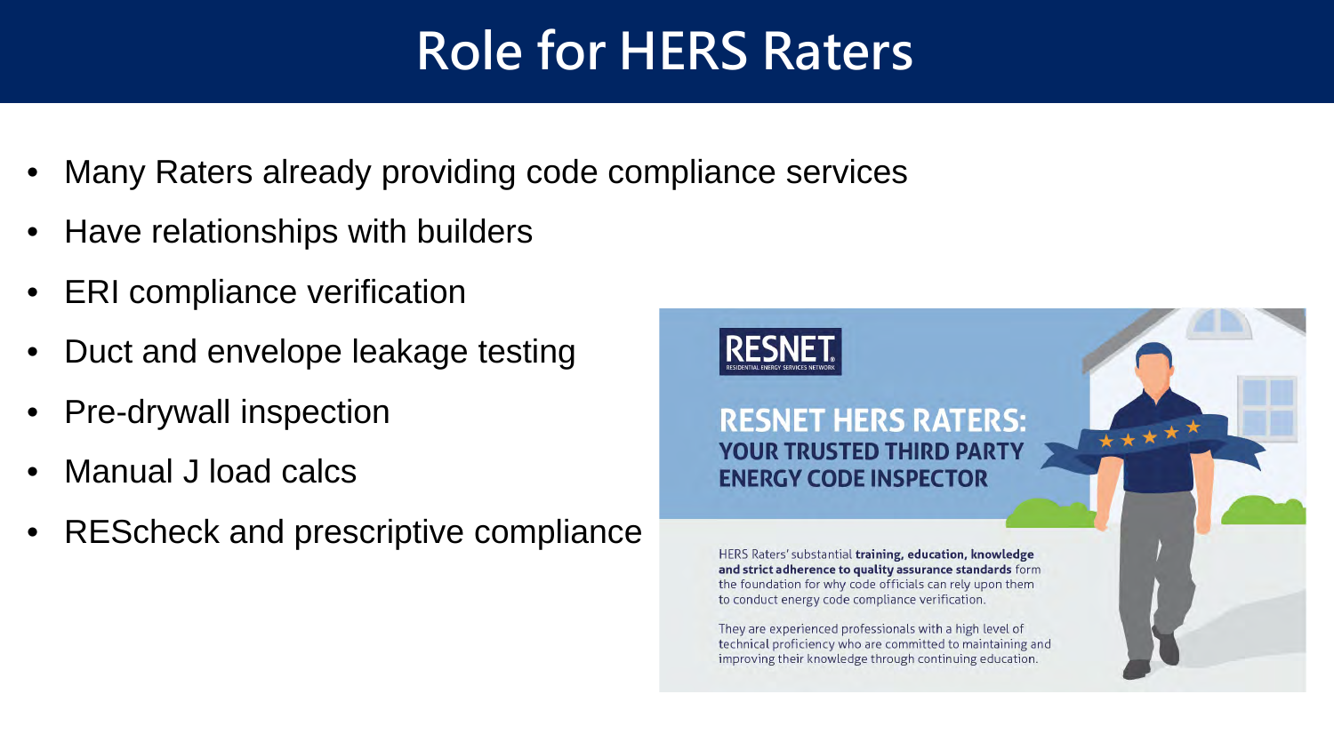# Role for HERS Raters

- Many Raters already providing code compliance services
- Have relationships with builders
- ERI compliance verification
- Duct and envelope leakage testing
- Pre-drywall inspection
- Manual J load calcs
- REScheck and prescriptive compliance

RESNET
RESIDENTIAL ENERGY SERVICES NETWORK

## RESNET HERS RATERS: YOUR TRUSTED THIRD PARTY ENERGY CODE INSPECTOR

HERS Raters' substantial **training, education, knowledge and strict adherence to quality assurance standards** form the foundation for why code officials can rely upon them to conduct energy code compliance verification.

They are experienced professionals with a high level of technical proficiency who are committed to maintaining and improving their knowledge through continuing education.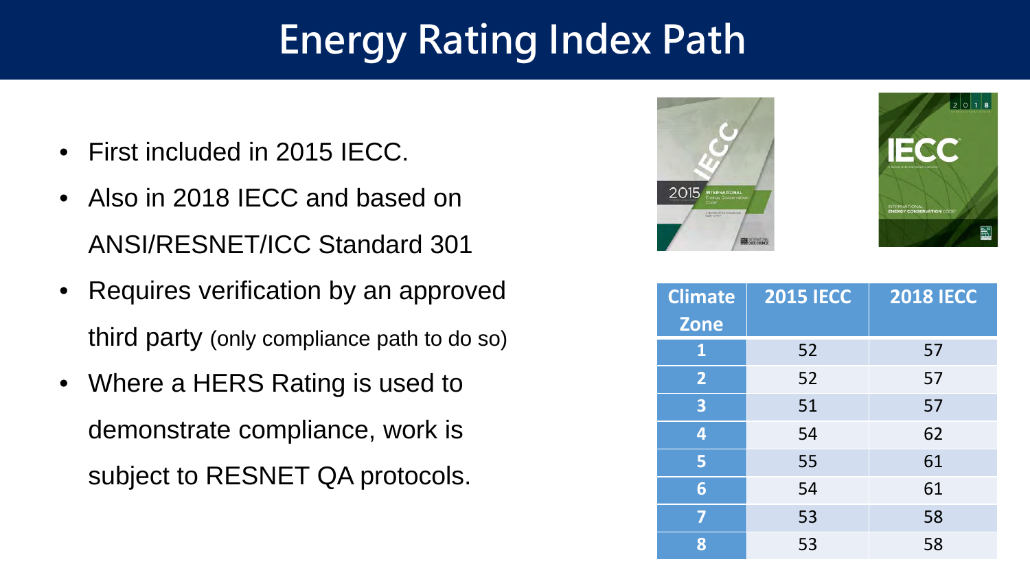# Energy Rating Index Path

- First included in 2015 IECC.
- Also in 2018 IECC and based on ANSI/RESNET/ICC Standard 301
- Requires verification by an approved third party (only compliance path to do so)
- Where a HERS Rating is used to demonstrate compliance, work is subject to RESNET QA protocols.

| Climate Zone | 2015 IECC | 2018 IECC |
|---|---|---|
| 1 | 52 | 57 |
| 2 | 52 | 57 |
| 3 | 51 | 57 |
| 4 | 54 | 62 |
| 5 | 55 | 61 |
| 6 | 54 | 61 |
| 7 | 53 | 58 |
| 8 | 53 | 58 |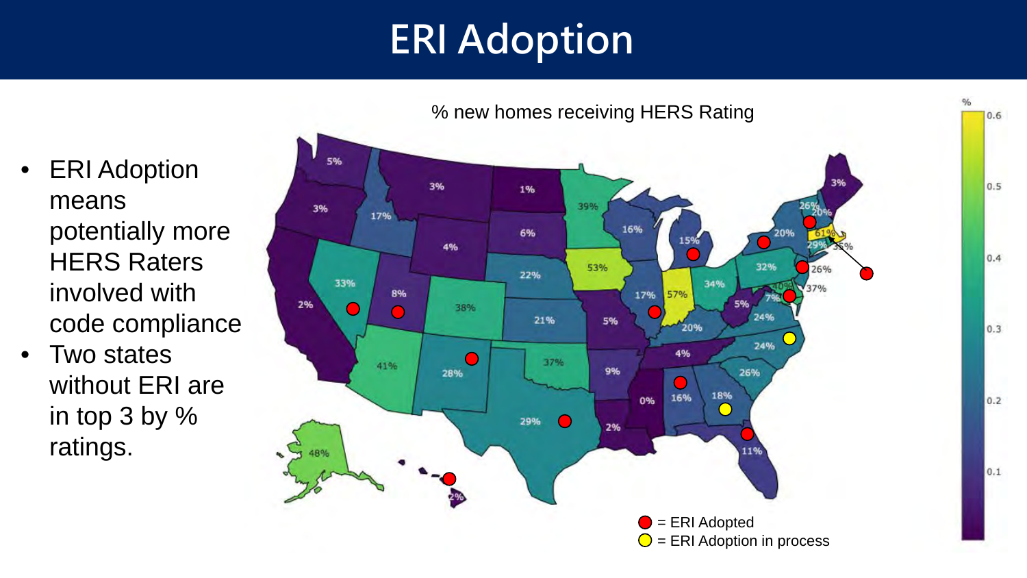# ERI Adoption

- ERI Adoption means potentially more HERS Raters involved with code compliance
- Two states without ERI are in top 3 by % ratings.

% new homes receiving HERS Rating

● = ERI Adopted

○ = ERI Adoption in process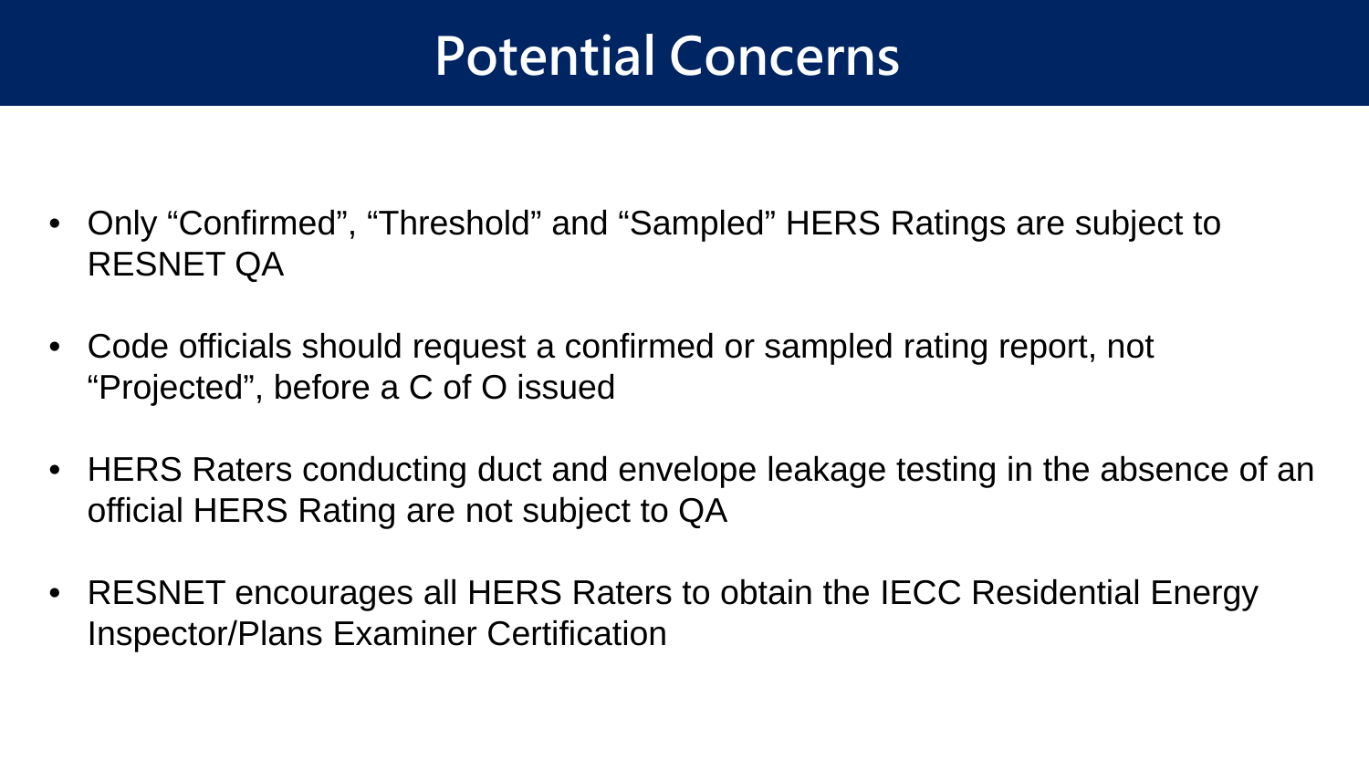# Potential Concerns

- Only “Confirmed”, “Threshold” and “Sampled” HERS Ratings are subject to RESNET QA
- Code officials should request a confirmed or sampled rating report, not “Projected”, before a C of O issued
- HERS Raters conducting duct and envelope leakage testing in the absence of an official HERS Rating are not subject to QA
- RESNET encourages all HERS Raters to obtain the IECC Residential Energy Inspector/Plans Examiner Certification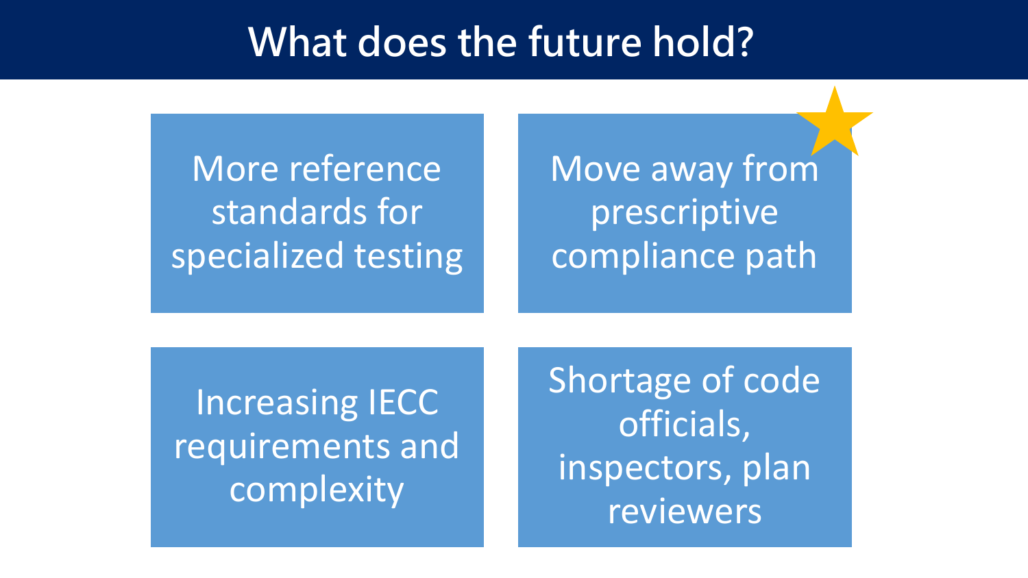# What does the future hold?

- More reference standards for specialized testing
- Move away from prescriptive compliance path
- Increasing IECC requirements and complexity
- Shortage of code officials, inspectors, plan reviewers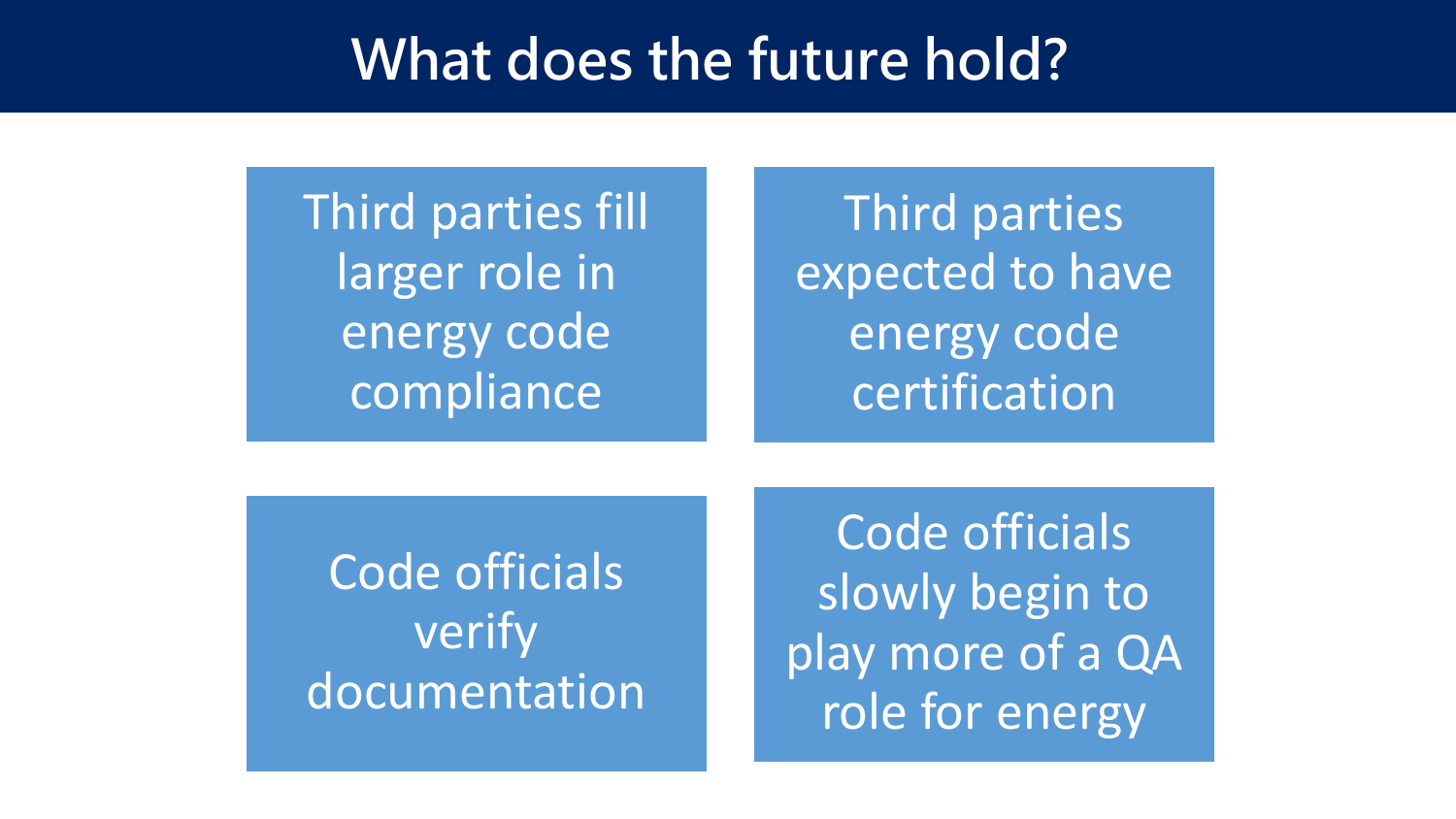# What does the future hold?

- Third parties fill larger role in energy code compliance
- Third parties expected to have energy code certification
- Code officials verify documentation
- Code officials slowly begin to play more of a QA role for energy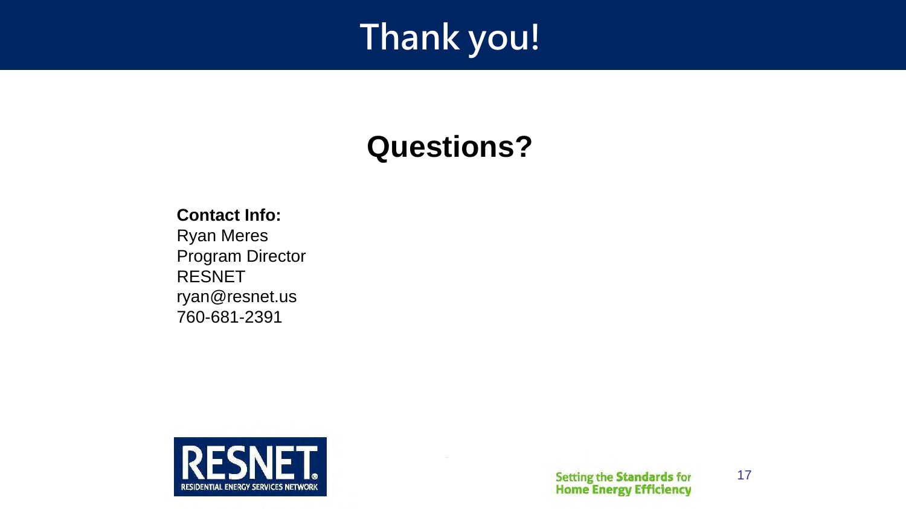# Thank you!

## Questions?

**Contact Info:**
Ryan Meres
Program Director
RESNET
ryan@resnet.us
760-681-2391

RESNET
RESIDENTIAL ENERGY SERVICES NETWORK

Setting the **Standards** for
**Home Energy Efficiency**